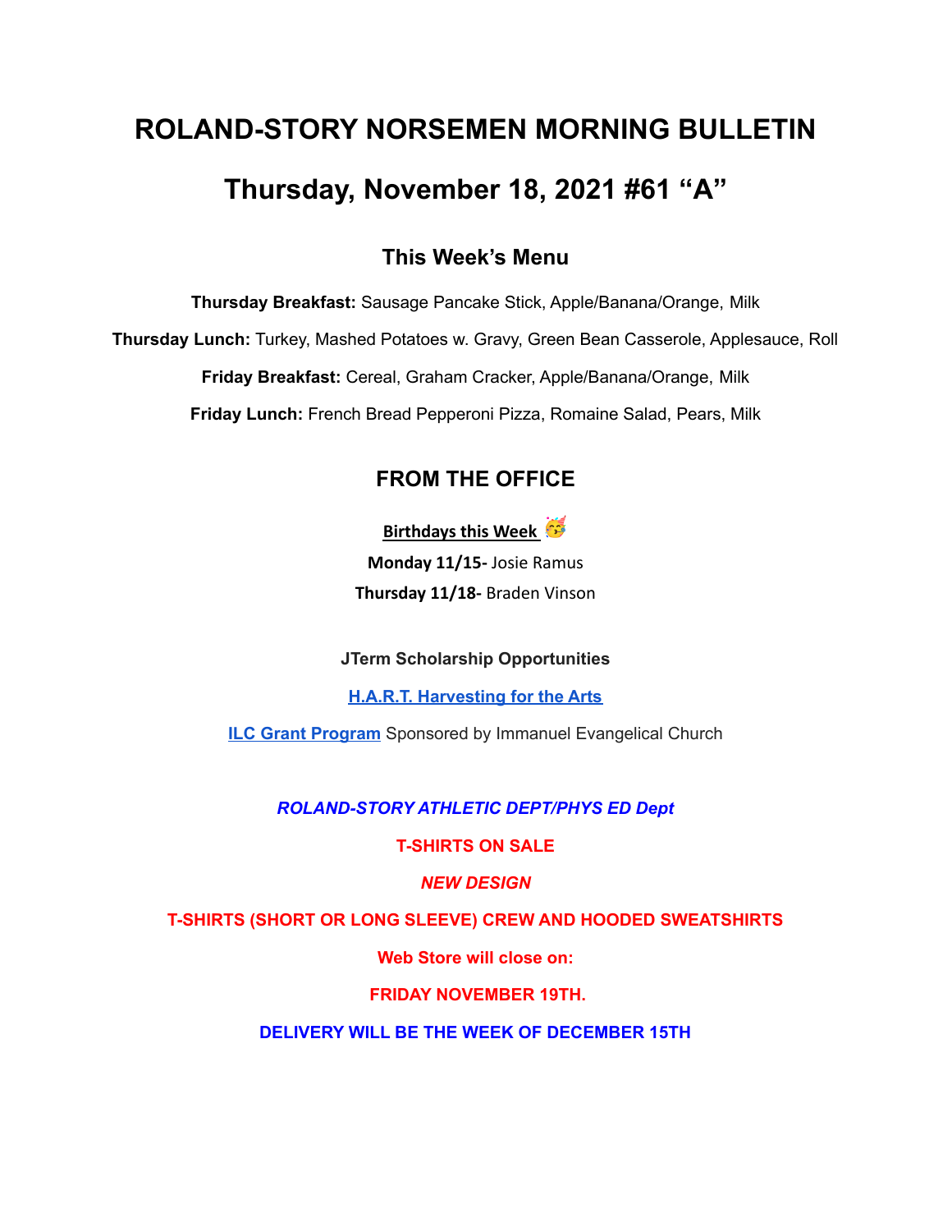# ROLAND-STORY NORSEMEN MORNING BULLETIN

# Thursday, November 18, 2021 #61 “A”

## This Week’s Menu

**Thursday Breakfast:** Sausage Pancake Stick, Apple/Banana/Orange, Milk

**Thursday Lunch:** Turkey, Mashed Potatoes w. Gravy, Green Bean Casserole, Applesauce, Roll

**Friday Breakfast:** Cereal, Graham Cracker, Apple/Banana/Orange, Milk

**Friday Lunch:** French Bread Pepperoni Pizza, Romaine Salad, Pears, Milk

## FROM THE OFFICE

**Birthdays this Week** 🥳

**Monday 11/15-** Josie Ramus

**Thursday 11/18-** Braden Vinson

**JTerm Scholarship Opportunities**

**H.A.R.T. Harvesting for the Arts**

**ILC Grant Program** Sponsored by Immanuel Evangelical Church

***ROLAND-STORY ATHLETIC DEPT/PHYS ED Dept***

**T-SHIRTS ON SALE**

***NEW DESIGN***

**T-SHIRTS (SHORT OR LONG SLEEVE) CREW AND HOODED SWEATSHIRTS**

**Web Store will close on:**

**FRIDAY NOVEMBER 19TH.**

**DELIVERY WILL BE THE WEEK OF DECEMBER 15TH**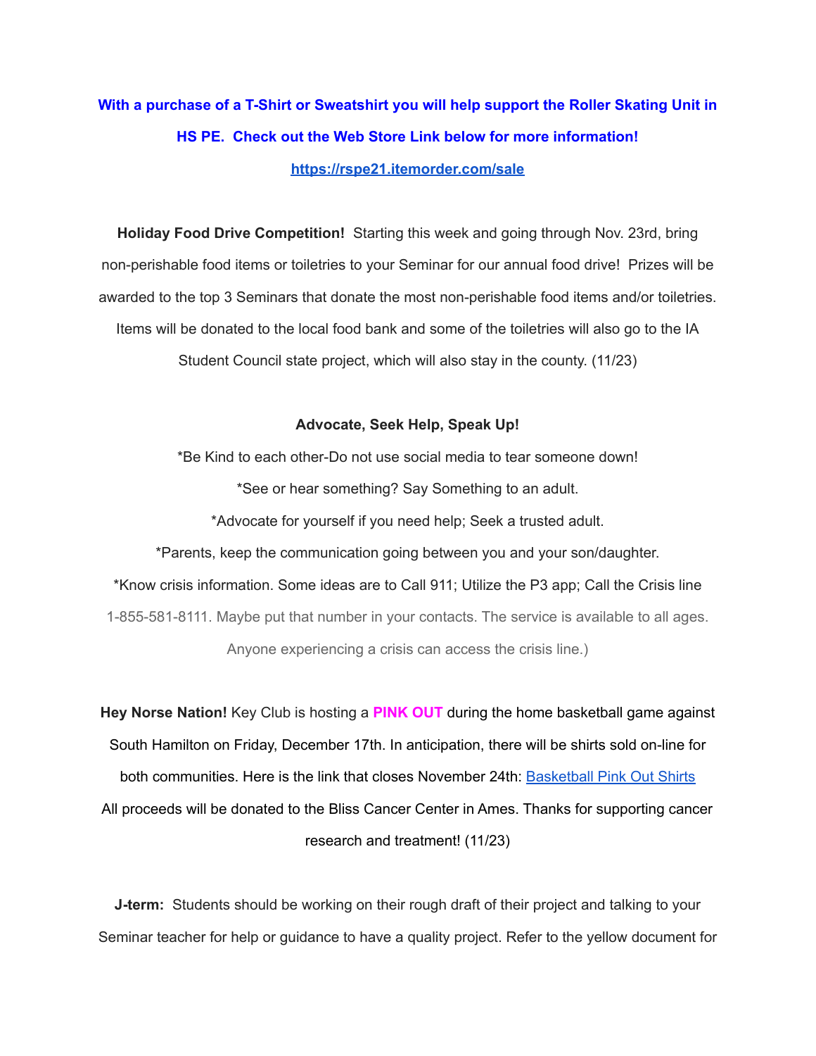**With a purchase of a T-Shirt or Sweatshirt you will help support the Roller Skating Unit in HS PE. Check out the Web Store Link below for more information!**

**[https://rspe21.itemorder.com/sale](https://rspe21.itemorder.com/sale)**

**Holiday Food Drive Competition!** Starting this week and going through Nov. 23rd, bring non-perishable food items or toiletries to your Seminar for our annual food drive! Prizes will be awarded to the top 3 Seminars that donate the most non-perishable food items and/or toiletries. Items will be donated to the local food bank and some of the toiletries will also go to the IA Student Council state project, which will also stay in the county. (11/23)

**Advocate, Seek Help, Speak Up!**

*Be Kind to each other-Do not use social media to tear someone down!

*See or hear something? Say Something to an adult.

*Advocate for yourself if you need help; Seek a trusted adult.

*Parents, keep the communication going between you and your son/daughter.

*Know crisis information. Some ideas are to Call 911; Utilize the P3 app; Call the Crisis line 1-855-581-8111. Maybe put that number in your contacts. The service is available to all ages. Anyone experiencing a crisis can access the crisis line.)

**Hey Norse Nation!** Key Club is hosting a **PINK OUT** during the home basketball game against South Hamilton on Friday, December 17th. In anticipation, there will be shirts sold on-line for both communities. Here is the link that closes November 24th: Basketball Pink Out Shirts All proceeds will be donated to the Bliss Cancer Center in Ames. Thanks for supporting cancer research and treatment! (11/23)

**J-term:** Students should be working on their rough draft of their project and talking to your Seminar teacher for help or guidance to have a quality project. Refer to the yellow document for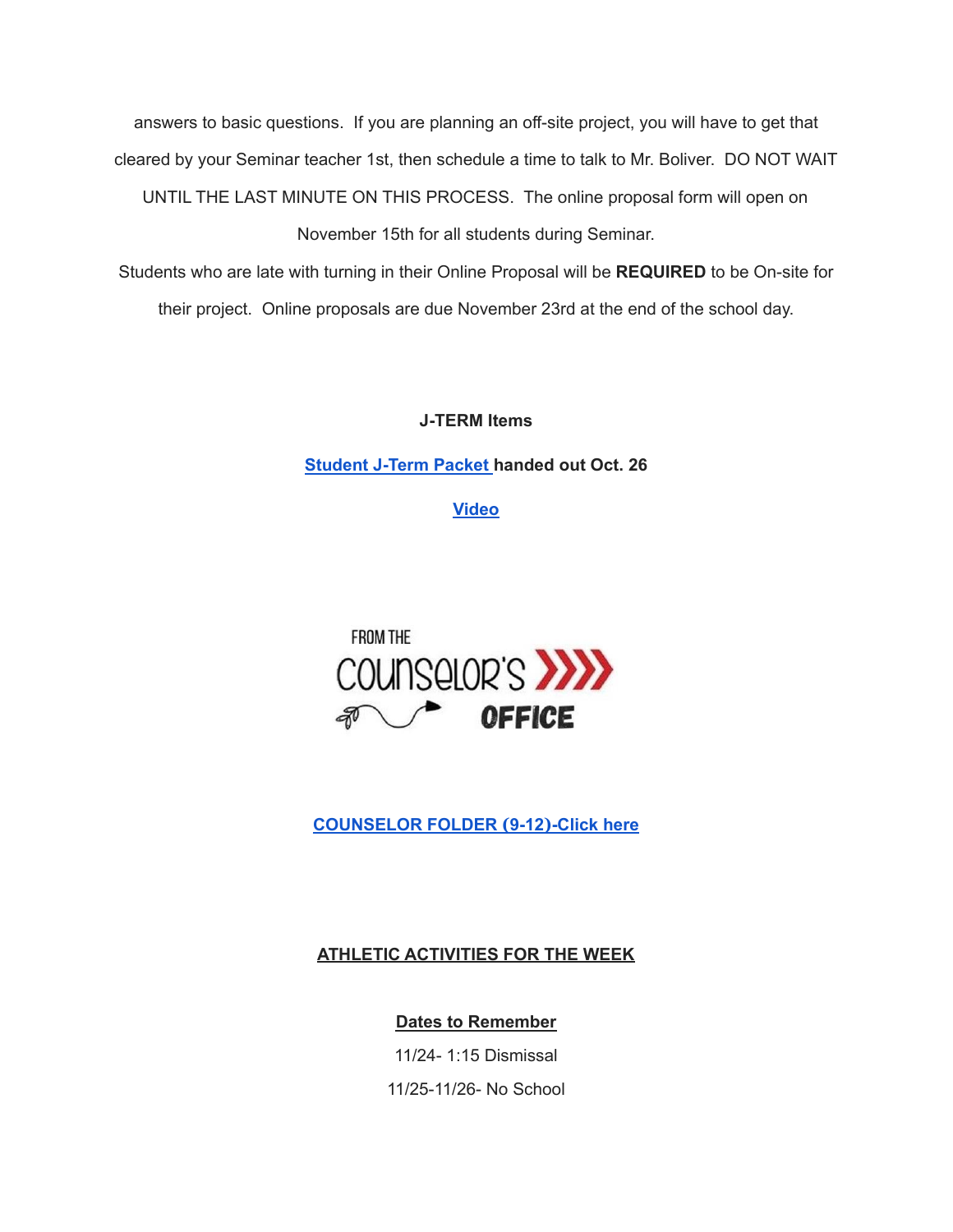answers to basic questions. If you are planning an off-site project, you will have to get that cleared by your Seminar teacher 1st, then schedule a time to talk to Mr. Boliver. DO NOT WAIT UNTIL THE LAST MINUTE ON THIS PROCESS. The online proposal form will open on November 15th for all students during Seminar.

Students who are late with turning in their Online Proposal will be **REQUIRED** to be On-site for their project. Online proposals are due November 23rd at the end of the school day.

**J-TERM Items**

**Student J-Term Packet handed out Oct. 26**

**Video**

FROM THE COUNSELOR'S OFFICE

**COUNSELOR FOLDER (9-12)-Click here**

**ATHLETIC ACTIVITIES FOR THE WEEK**

**Dates to Remember**

11/24- 1:15 Dismissal

11/25-11/26- No School